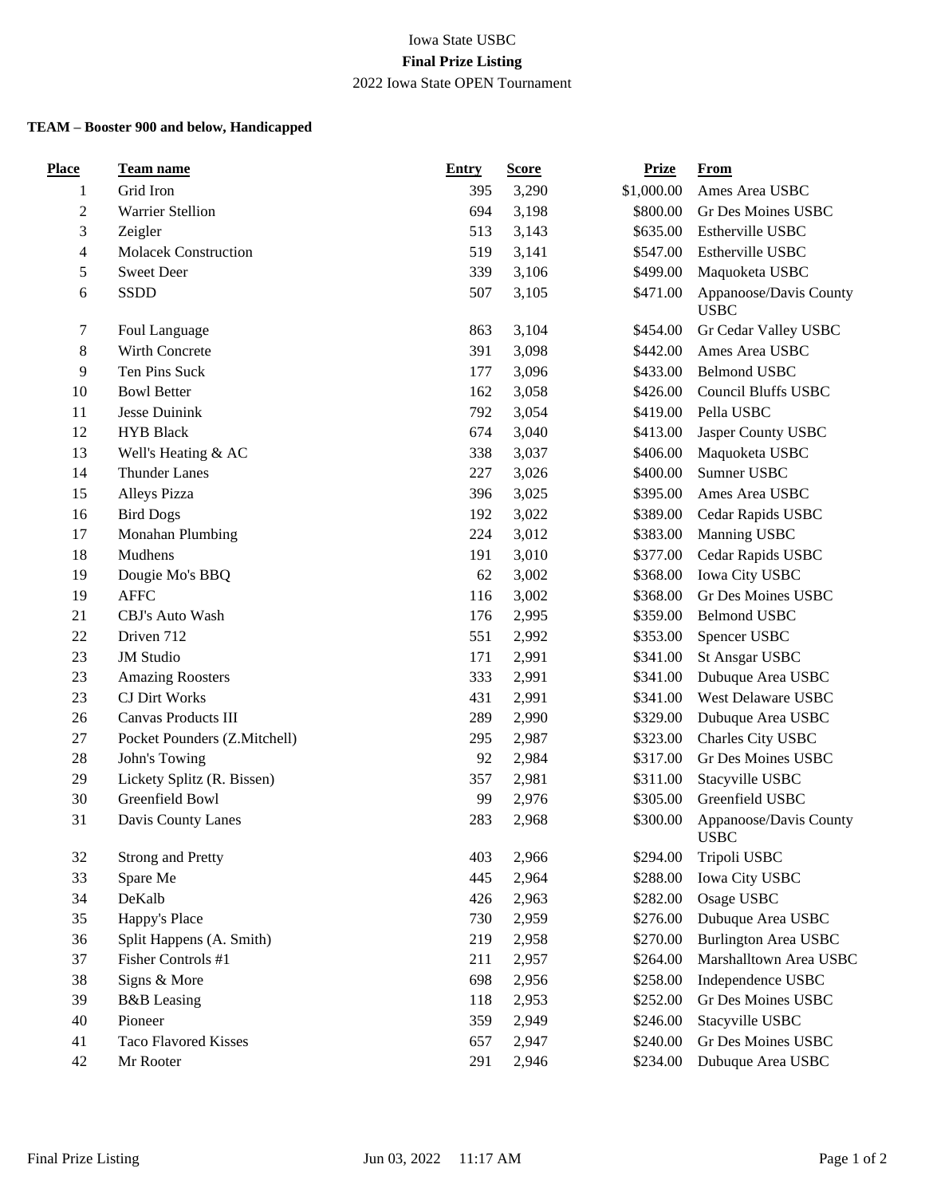Iowa State USBC

**Final Prize Listing**

2022 Iowa State OPEN Tournament

**TEAM – Booster 900 and below, Handicapped**

| Place | Team name | Entry | Score | Prize | From |
|---|---|---|---|---|---|
| 1 | Grid Iron | 395 | 3,290 | $1,000.00 | Ames Area USBC |
| 2 | Warrier Stellion | 694 | 3,198 | $800.00 | Gr Des Moines USBC |
| 3 | Zeigler | 513 | 3,143 | $635.00 | Estherville USBC |
| 4 | Molacek Construction | 519 | 3,141 | $547.00 | Estherville USBC |
| 5 | Sweet Deer | 339 | 3,106 | $499.00 | Maquoketa USBC |
| 6 | SSDD | 507 | 3,105 | $471.00 | Appanoose/Davis County USBC |
| 7 | Foul Language | 863 | 3,104 | $454.00 | Gr Cedar Valley USBC |
| 8 | Wirth Concrete | 391 | 3,098 | $442.00 | Ames Area USBC |
| 9 | Ten Pins Suck | 177 | 3,096 | $433.00 | Belmond USBC |
| 10 | Bowl Better | 162 | 3,058 | $426.00 | Council Bluffs USBC |
| 11 | Jesse Duinink | 792 | 3,054 | $419.00 | Pella USBC |
| 12 | HYB Black | 674 | 3,040 | $413.00 | Jasper County USBC |
| 13 | Well's Heating & AC | 338 | 3,037 | $406.00 | Maquoketa USBC |
| 14 | Thunder Lanes | 227 | 3,026 | $400.00 | Sumner USBC |
| 15 | Alleys Pizza | 396 | 3,025 | $395.00 | Ames Area USBC |
| 16 | Bird Dogs | 192 | 3,022 | $389.00 | Cedar Rapids USBC |
| 17 | Monahan Plumbing | 224 | 3,012 | $383.00 | Manning USBC |
| 18 | Mudhens | 191 | 3,010 | $377.00 | Cedar Rapids USBC |
| 19 | Dougie Mo's BBQ | 62 | 3,002 | $368.00 | Iowa City USBC |
| 19 | AFFC | 116 | 3,002 | $368.00 | Gr Des Moines USBC |
| 21 | CBJ's Auto Wash | 176 | 2,995 | $359.00 | Belmond USBC |
| 22 | Driven 712 | 551 | 2,992 | $353.00 | Spencer USBC |
| 23 | JM Studio | 171 | 2,991 | $341.00 | St Ansgar USBC |
| 23 | Amazing Roosters | 333 | 2,991 | $341.00 | Dubuque Area USBC |
| 23 | CJ Dirt Works | 431 | 2,991 | $341.00 | West Delaware USBC |
| 26 | Canvas Products III | 289 | 2,990 | $329.00 | Dubuque Area USBC |
| 27 | Pocket Pounders (Z.Mitchell) | 295 | 2,987 | $323.00 | Charles City USBC |
| 28 | John's Towing | 92 | 2,984 | $317.00 | Gr Des Moines USBC |
| 29 | Lickety Splitz (R. Bissen) | 357 | 2,981 | $311.00 | Stacyville USBC |
| 30 | Greenfield Bowl | 99 | 2,976 | $305.00 | Greenfield USBC |
| 31 | Davis County Lanes | 283 | 2,968 | $300.00 | Appanoose/Davis County USBC |
| 32 | Strong and Pretty | 403 | 2,966 | $294.00 | Tripoli USBC |
| 33 | Spare Me | 445 | 2,964 | $288.00 | Iowa City USBC |
| 34 | DeKalb | 426 | 2,963 | $282.00 | Osage USBC |
| 35 | Happy's Place | 730 | 2,959 | $276.00 | Dubuque Area USBC |
| 36 | Split Happens (A. Smith) | 219 | 2,958 | $270.00 | Burlington Area USBC |
| 37 | Fisher Controls #1 | 211 | 2,957 | $264.00 | Marshalltown Area USBC |
| 38 | Signs & More | 698 | 2,956 | $258.00 | Independence USBC |
| 39 | B&B Leasing | 118 | 2,953 | $252.00 | Gr Des Moines USBC |
| 40 | Pioneer | 359 | 2,949 | $246.00 | Stacyville USBC |
| 41 | Taco Flavored Kisses | 657 | 2,947 | $240.00 | Gr Des Moines USBC |
| 42 | Mr Rooter | 291 | 2,946 | $234.00 | Dubuque Area USBC |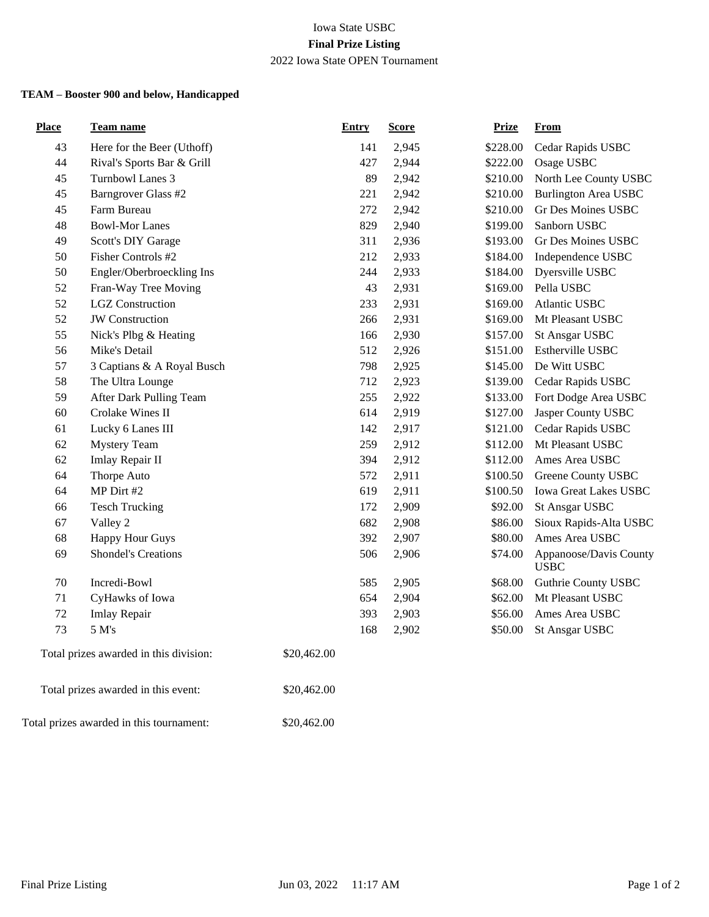Iowa State USBC

**Final Prize Listing**

2022 Iowa State OPEN Tournament

### TEAM – Booster 900 and below, Handicapped

| Place | Team name | Entry | Score | Prize | From |
|---|---|---|---|---|---|
| 43 | Here for the Beer (Uthoff) | 141 | 2,945 | $228.00 | Cedar Rapids USBC |
| 44 | Rival's Sports Bar & Grill | 427 | 2,944 | $222.00 | Osage USBC |
| 45 | Turnbowl Lanes 3 | 89 | 2,942 | $210.00 | North Lee County USBC |
| 45 | Barngrover Glass #2 | 221 | 2,942 | $210.00 | Burlington Area USBC |
| 45 | Farm Bureau | 272 | 2,942 | $210.00 | Gr Des Moines USBC |
| 48 | Bowl-Mor Lanes | 829 | 2,940 | $199.00 | Sanborn USBC |
| 49 | Scott's DIY Garage | 311 | 2,936 | $193.00 | Gr Des Moines USBC |
| 50 | Fisher Controls #2 | 212 | 2,933 | $184.00 | Independence USBC |
| 50 | Engler/Oberbroeckling Ins | 244 | 2,933 | $184.00 | Dyersville USBC |
| 52 | Fran-Way Tree Moving | 43 | 2,931 | $169.00 | Pella USBC |
| 52 | LGZ Construction | 233 | 2,931 | $169.00 | Atlantic USBC |
| 52 | JW Construction | 266 | 2,931 | $169.00 | Mt Pleasant USBC |
| 55 | Nick's Plbg & Heating | 166 | 2,930 | $157.00 | St Ansgar USBC |
| 56 | Mike's Detail | 512 | 2,926 | $151.00 | Estherville USBC |
| 57 | 3 Captians & A Royal Busch | 798 | 2,925 | $145.00 | De Witt USBC |
| 58 | The Ultra Lounge | 712 | 2,923 | $139.00 | Cedar Rapids USBC |
| 59 | After Dark Pulling Team | 255 | 2,922 | $133.00 | Fort Dodge Area USBC |
| 60 | Crolake Wines II | 614 | 2,919 | $127.00 | Jasper County USBC |
| 61 | Lucky 6 Lanes III | 142 | 2,917 | $121.00 | Cedar Rapids USBC |
| 62 | Mystery Team | 259 | 2,912 | $112.00 | Mt Pleasant USBC |
| 62 | Imlay Repair II | 394 | 2,912 | $112.00 | Ames Area USBC |
| 64 | Thorpe Auto | 572 | 2,911 | $100.50 | Greene County USBC |
| 64 | MP Dirt #2 | 619 | 2,911 | $100.50 | Iowa Great Lakes USBC |
| 66 | Tesch Trucking | 172 | 2,909 | $92.00 | St Ansgar USBC |
| 67 | Valley 2 | 682 | 2,908 | $86.00 | Sioux Rapids-Alta USBC |
| 68 | Happy Hour Guys | 392 | 2,907 | $80.00 | Ames Area USBC |
| 69 | Shondel's Creations | 506 | 2,906 | $74.00 | Appanoose/Davis County USBC |
| 70 | Incredi-Bowl | 585 | 2,905 | $68.00 | Guthrie County USBC |
| 71 | CyHawks of Iowa | 654 | 2,904 | $62.00 | Mt Pleasant USBC |
| 72 | Imlay Repair | 393 | 2,903 | $56.00 | Ames Area USBC |
| 73 | 5 M's | 168 | 2,902 | $50.00 | St Ansgar USBC |

Total prizes awarded in this division: $20,462.00

Total prizes awarded in this event: $20,462.00

Total prizes awarded in this tournament: $20,462.00